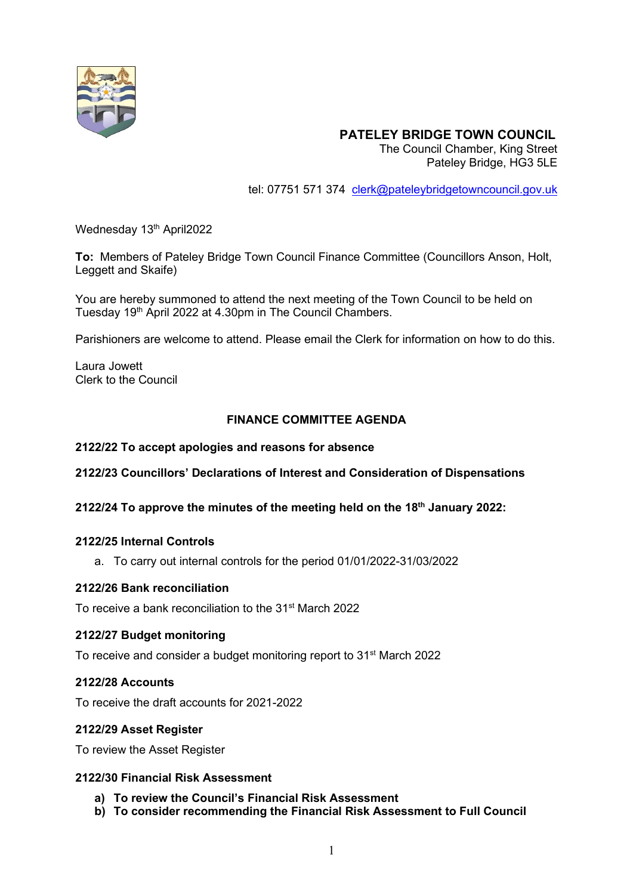**PATELEY BRIDGE TOWN COUNCIL**
The Council Chamber, King Street
Pateley Bridge, HG3 5LE

tel: 07751 571 374 clerk@pateleybridgetowncouncil.gov.uk

Wednesday 13th April2022

**To:** Members of Pateley Bridge Town Council Finance Committee (Councillors Anson, Holt, Leggett and Skaife)

You are hereby summoned to attend the next meeting of the Town Council to be held on Tuesday 19th April 2022 at 4.30pm in The Council Chambers.

Parishioners are welcome to attend. Please email the Clerk for information on how to do this.

Laura Jowett
Clerk to the Council

## FINANCE COMMITTEE AGENDA

**2122/22 To accept apologies and reasons for absence**

**2122/23 Councillors' Declarations of Interest and Consideration of Dispensations**

**2122/24 To approve the minutes of the meeting held on the 18th January 2022:**

**2122/25 Internal Controls**

a. To carry out internal controls for the period 01/01/2022-31/03/2022

**2122/26 Bank reconciliation**

To receive a bank reconciliation to the 31st March 2022

**2122/27 Budget monitoring**

To receive and consider a budget monitoring report to 31st March 2022

**2122/28 Accounts**

To receive the draft accounts for 2021-2022

**2122/29 Asset Register**

To review the Asset Register

**2122/30 Financial Risk Assessment**

- **a) To review the Council's Financial Risk Assessment**
- **b) To consider recommending the Financial Risk Assessment to Full Council**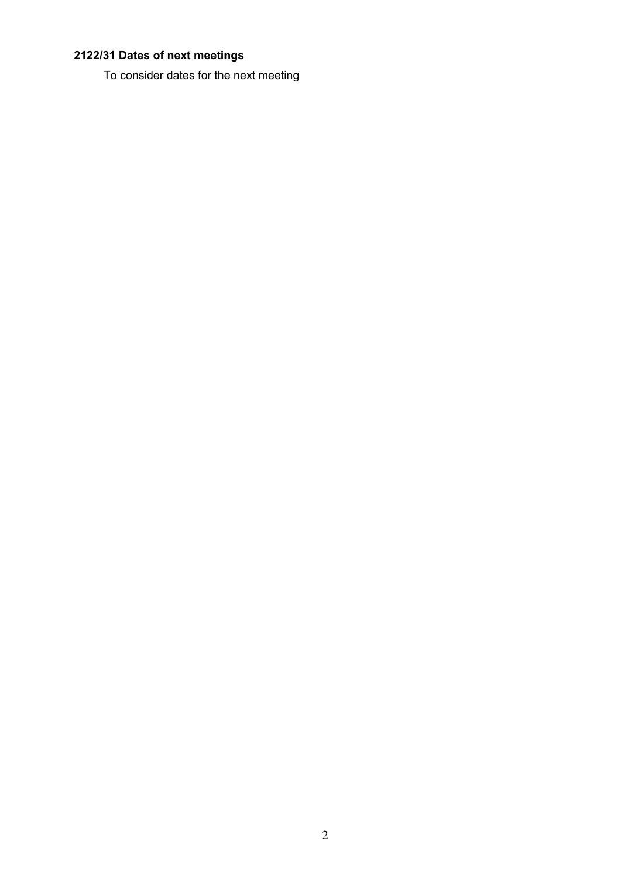**2122/31 Dates of next meetings**

To consider dates for the next meeting